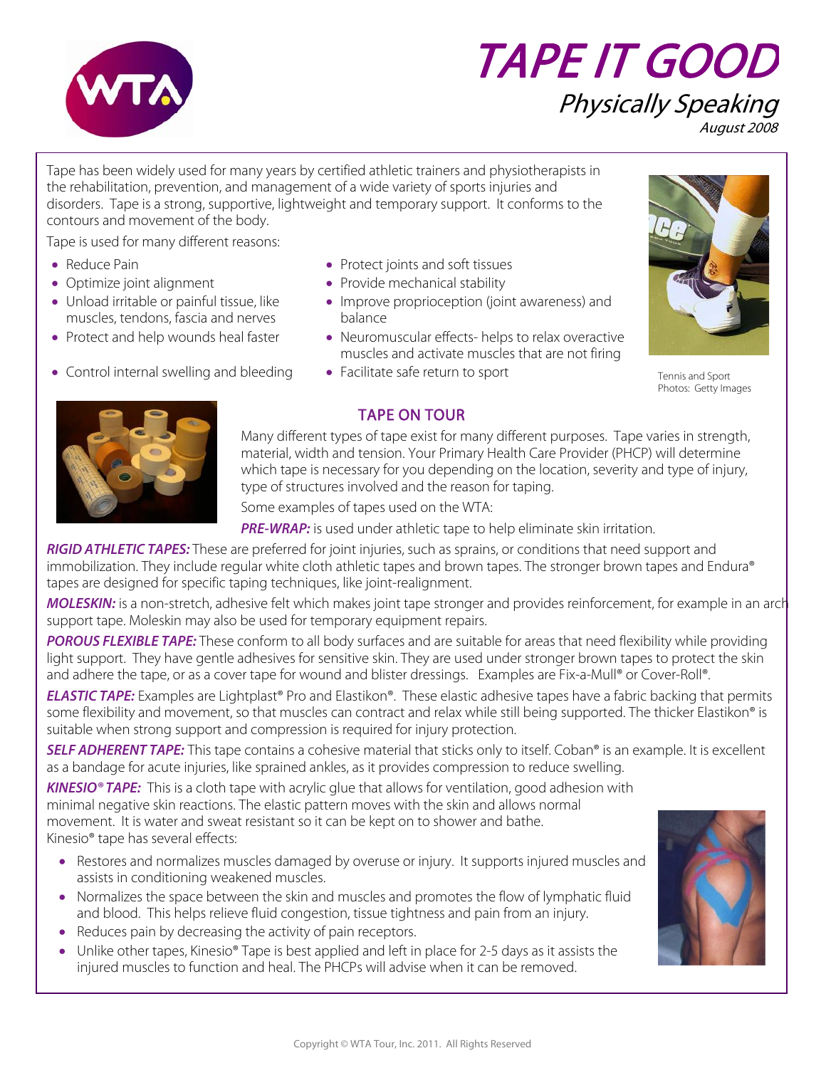# TAPE IT GOOD

## Physically Speaking

*August 2008*

Tape has been widely used for many years by certified athletic trainers and physiotherapists in the rehabilitation, prevention, and management of a wide variety of sports injuries and disorders. Tape is a strong, supportive, lightweight and temporary support. It conforms to the contours and movement of the body.

Tape is used for many different reasons:

- Reduce Pain
- Optimize joint alignment
- Unload irritable or painful tissue, like muscles, tendons, fascia and nerves
- Protect and help wounds heal faster
- Control internal swelling and bleeding
- Protect joints and soft tissues
- Provide mechanical stability
- Improve proprioception (joint awareness) and balance
- Neuromuscular effects- helps to relax overactive muscles and activate muscles that are not firing
- Facilitate safe return to sport

Tennis and Sport
Photos: Getty Images

### TAPE ON TOUR

Many different types of tape exist for many different purposes. Tape varies in strength, material, width and tension. Your Primary Health Care Provider (PHCP) will determine which tape is necessary for you depending on the location, severity and type of injury, type of structures involved and the reason for taping.

Some examples of tapes used on the WTA:

***PRE-WRAP:*** is used under athletic tape to help eliminate skin irritation.

***RIGID ATHLETIC TAPES:*** These are preferred for joint injuries, such as sprains, or conditions that need support and immobilization. They include regular white cloth athletic tapes and brown tapes. The stronger brown tapes and Endura® tapes are designed for specific taping techniques, like joint-realignment.

***MOLESKIN:*** is a non-stretch, adhesive felt which makes joint tape stronger and provides reinforcement, for example in an arch support tape. Moleskin may also be used for temporary equipment repairs.

***POROUS FLEXIBLE TAPE:*** These conform to all body surfaces and are suitable for areas that need flexibility while providing light support. They have gentle adhesives for sensitive skin. They are used under stronger brown tapes to protect the skin and adhere the tape, or as a cover tape for wound and blister dressings. Examples are Fix-a-Mull® or Cover-Roll®.

***ELASTIC TAPE:*** Examples are Lightplast® Pro and Elastikon®. These elastic adhesive tapes have a fabric backing that permits some flexibility and movement, so that muscles can contract and relax while still being supported. The thicker Elastikon® is suitable when strong support and compression is required for injury protection.

***SELF ADHERENT TAPE:*** This tape contains a cohesive material that sticks only to itself. Coban® is an example. It is excellent as a bandage for acute injuries, like sprained ankles, as it provides compression to reduce swelling.

***KINESIO® TAPE:*** This is a cloth tape with acrylic glue that allows for ventilation, good adhesion with minimal negative skin reactions. The elastic pattern moves with the skin and allows normal movement. It is water and sweat resistant so it can be kept on to shower and bathe.
Kinesio® tape has several effects:

- Restores and normalizes muscles damaged by overuse or injury. It supports injured muscles and assists in conditioning weakened muscles.
- Normalizes the space between the skin and muscles and promotes the flow of lymphatic fluid and blood. This helps relieve fluid congestion, tissue tightness and pain from an injury.
- Reduces pain by decreasing the activity of pain receptors.
- Unlike other tapes, Kinesio® Tape is best applied and left in place for 2-5 days as it assists the injured muscles to function and heal. The PHCPs will advise when it can be removed.

Copyright © WTA Tour, Inc. 2011. All Rights Reserved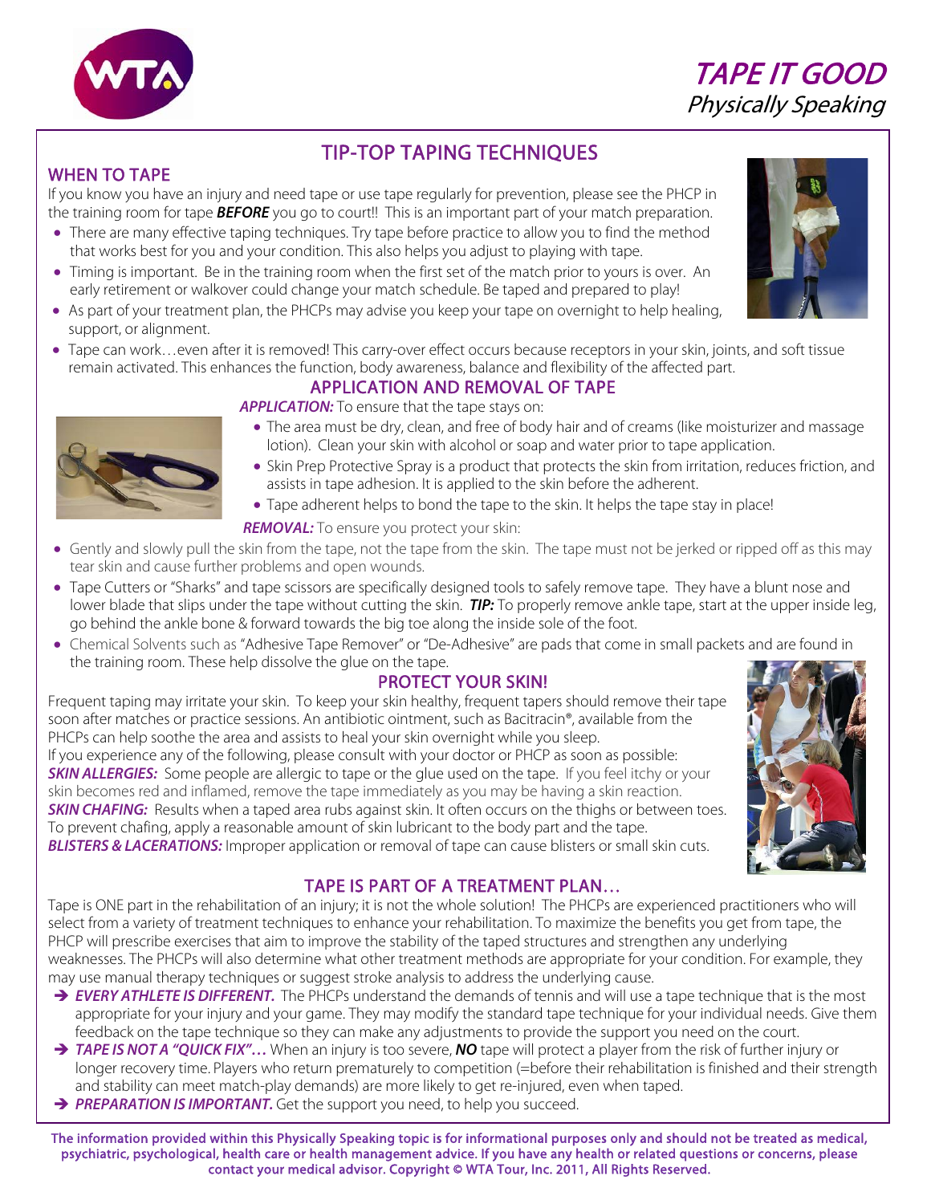# *TAPE IT GOOD*

*Physically Speaking*

## TIP-TOP TAPING TECHNIQUES

### WHEN TO TAPE

If you know you have an injury and need tape or use tape regularly for prevention, please see the PHCP in the training room for tape ***BEFORE*** you go to court!! This is an important part of your match preparation.

- There are many effective taping techniques. Try tape before practice to allow you to find the method that works best for you and your condition. This also helps you adjust to playing with tape.
- Timing is important. Be in the training room when the first set of the match prior to yours is over. An early retirement or walkover could change your match schedule. Be taped and prepared to play!
- As part of your treatment plan, the PHCPs may advise you keep your tape on overnight to help healing, support, or alignment.
- Tape can work…even after it is removed! This carry-over effect occurs because receptors in your skin, joints, and soft tissue remain activated. This enhances the function, body awareness, balance and flexibility of the affected part.

### APPLICATION AND REMOVAL OF TAPE

***APPLICATION:*** To ensure that the tape stays on:

- The area must be dry, clean, and free of body hair and of creams (like moisturizer and massage lotion). Clean your skin with alcohol or soap and water prior to tape application.
- Skin Prep Protective Spray is a product that protects the skin from irritation, reduces friction, and assists in tape adhesion. It is applied to the skin before the adherent.
- Tape adherent helps to bond the tape to the skin. It helps the tape stay in place!

***REMOVAL:*** To ensure you protect your skin:

- Gently and slowly pull the skin from the tape, not the tape from the skin. The tape must not be jerked or ripped off as this may tear skin and cause further problems and open wounds.
- Tape Cutters or "Sharks" and tape scissors are specifically designed tools to safely remove tape. They have a blunt nose and lower blade that slips under the tape without cutting the skin. ***TIP:*** To properly remove ankle tape, start at the upper inside leg, go behind the ankle bone & forward towards the big toe along the inside sole of the foot.
- Chemical Solvents such as "Adhesive Tape Remover" or "De-Adhesive" are pads that come in small packets and are found in the training room. These help dissolve the glue on the tape.

### PROTECT YOUR SKIN!

Frequent taping may irritate your skin. To keep your skin healthy, frequent tapers should remove their tape soon after matches or practice sessions. An antibiotic ointment, such as Bacitracin®, available from the PHCPs can help soothe the area and assists to heal your skin overnight while you sleep.

If you experience any of the following, please consult with your doctor or PHCP as soon as possible:

***SKIN ALLERGIES:*** Some people are allergic to tape or the glue used on the tape. If you feel itchy or your skin becomes red and inflamed, remove the tape immediately as you may be having a skin reaction.

***SKIN CHAFING:*** Results when a taped area rubs against skin. It often occurs on the thighs or between toes. To prevent chafing, apply a reasonable amount of skin lubricant to the body part and the tape.

***BLISTERS & LACERATIONS:*** Improper application or removal of tape can cause blisters or small skin cuts.

### TAPE IS PART OF A TREATMENT PLAN…

Tape is ONE part in the rehabilitation of an injury; it is not the whole solution! The PHCPs are experienced practitioners who will select from a variety of treatment techniques to enhance your rehabilitation. To maximize the benefits you get from tape, the PHCP will prescribe exercises that aim to improve the stability of the taped structures and strengthen any underlying weaknesses. The PHCPs will also determine what other treatment methods are appropriate for your condition. For example, they may use manual therapy techniques or suggest stroke analysis to address the underlying cause.

- ➔ ***EVERY ATHLETE IS DIFFERENT.*** The PHCPs understand the demands of tennis and will use a tape technique that is the most appropriate for your injury and your game. They may modify the standard tape technique for your individual needs. Give them feedback on the tape technique so they can make any adjustments to provide the support you need on the court.
- ➔ ***TAPE IS NOT A "QUICK FIX"…*** When an injury is too severe, ***NO*** tape will protect a player from the risk of further injury or longer recovery time. Players who return prematurely to competition (=before their rehabilitation is finished and their strength and stability can meet match-play demands) are more likely to get re-injured, even when taped.
- ➔ ***PREPARATION IS IMPORTANT.*** Get the support you need, to help you succeed.

**The information provided within this Physically Speaking topic is for informational purposes only and should not be treated as medical, psychiatric, psychological, health care or health management advice. If you have any health or related questions or concerns, please contact your medical advisor. Copyright © WTA Tour, Inc. 2011, All Rights Reserved.**